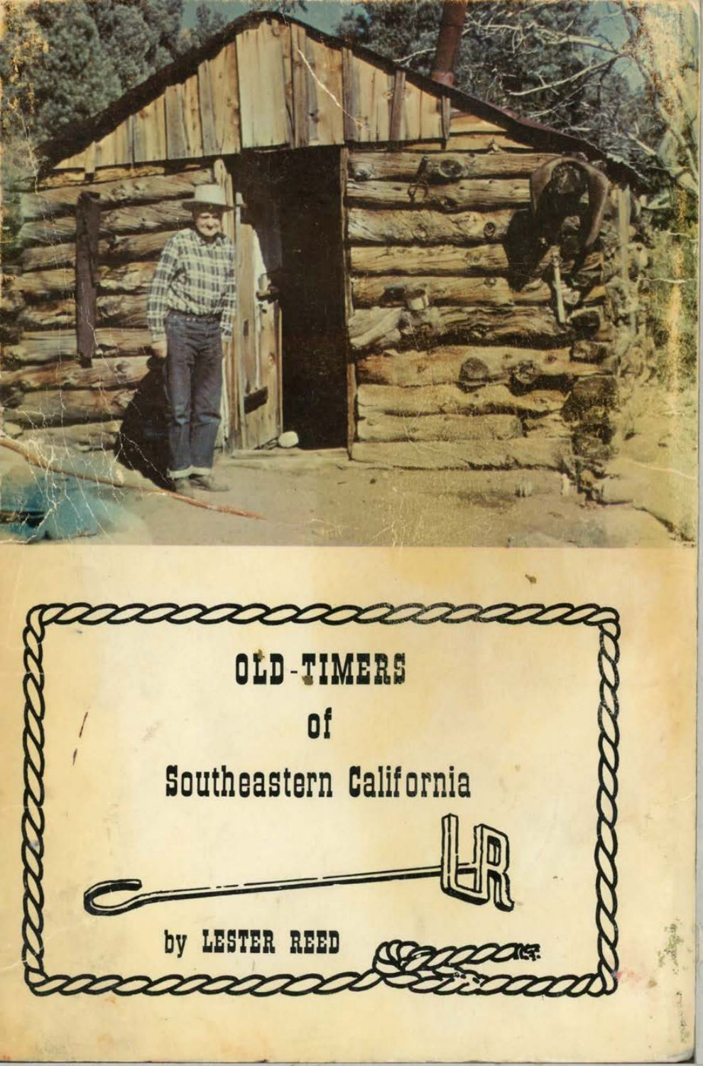# OLD-TIMERS of Southeastern California

by LESTER REED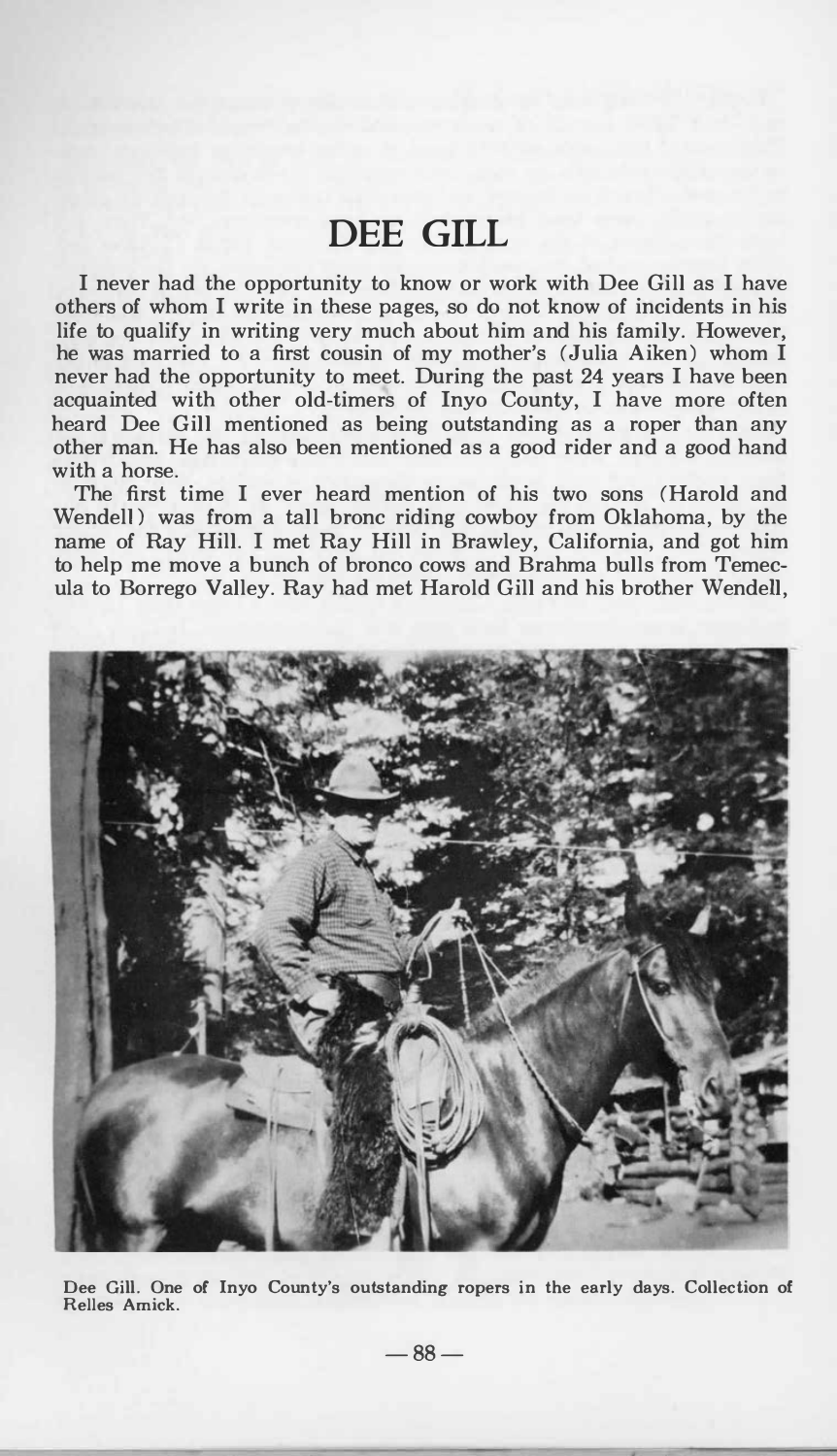# DEE GILL

I never had the opportunity to know or work with Dee Gill as I have others of whom I write in these pages, so do not know of incidents in his life to qualify in writing very much about him and his family. However, he was married to a first cousin of my mother's (Julia Aiken) whom I never had the opportunity to meet. During the past 24 years I have been acquainted with other old-timers of Inyo County, I have more often heard Dee Gill mentioned as being outstanding as a roper than any other man. He has also been mentioned as a good rider and a good hand with a horse.

The first time I ever heard mention of his two sons (Harold and Wendell) was from a tall bronc riding cowboy from Oklahoma, by the name of Ray Hill. I met Ray Hill in Brawley, California, and got him to help me move a bunch of bronco cows and Brahma bulls from Temecula to Borrego Valley. Ray had met Harold Gill and his brother Wendell,

Dee Gill. One of Inyo County's outstanding ropers in the early days. Collection of Relles Amick.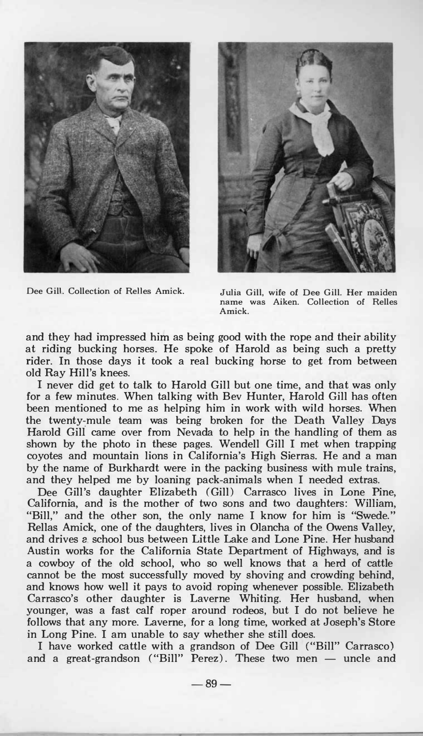Dee Gill. Collection of Relles Amick.

Julia Gill, wife of Dee Gill. Her maiden name was Aiken. Collection of Relles Amick.

and they had impressed him as being good with the rope and their ability at riding bucking horses. He spoke of Harold as being such a pretty rider. In those days it took a real bucking horse to get from between old Ray Hill's knees.

I never did get to talk to Harold Gill but one time, and that was only for a few minutes. When talking with Bev Hunter, Harold Gill has often been mentioned to me as helping him in work with wild horses. When the twenty-mule team was being broken for the Death Valley Days Harold Gill came over from Nevada to help in the handling of them as shown by the photo in these pages. Wendell Gill I met when trapping coyotes and mountain lions in California's High Sierras. He and a man by the name of Burkhardt were in the packing business with mule trains, and they helped me by loaning pack-animals when I needed extras.

Dee Gill's daughter Elizabeth (Gill) Carrasco lives in Lone Pine, California, and is the mother of two sons and two daughters: William, "Bill," and the other son, the only name I know for him is "Swede." Rellas Amick, one of the daughters, lives in Olancha of the Owens Valley, and drives a school bus between Little Lake and Lone Pine. Her husband Austin works for the California State Department of Highways, and is a cowboy of the old school, who so well knows that a herd of cattle cannot be the most successfully moved by shoving and crowding behind, and knows how well it pays to avoid roping whenever possible. Elizabeth Carrasco's other daughter is Laverne Whiting. Her husband, when younger, was a fast calf roper around rodeos, but I do not believe he follows that any more. Laverne, for a long time, worked at Joseph's Store in Long Pine. I am unable to say whether she still does.

I have worked cattle with a grandson of Dee Gill ("Bill" Carrasco) and a great-grandson ("Bill" Perez). These two men — uncle and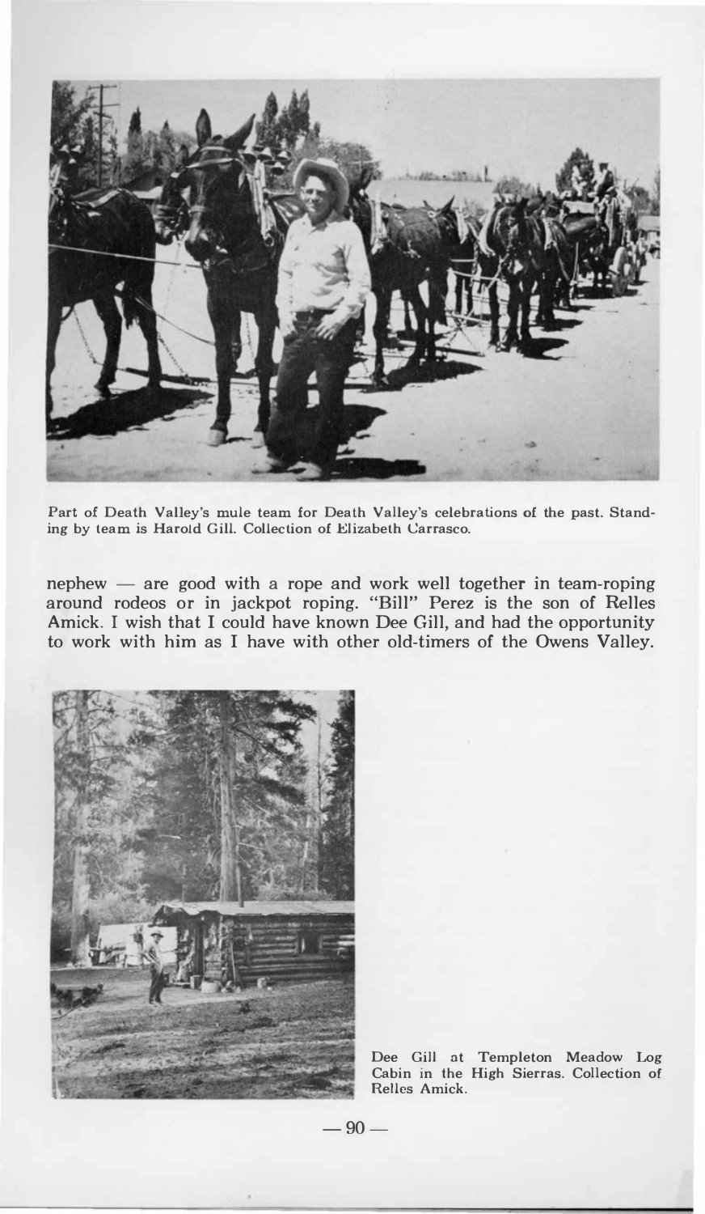Part of Death Valley's mule team for Death Valley's celebrations of the past. Standing by team is Harold Gill. Collection of Elizabeth Carrasco.

nephew — are good with a rope and work well together in team-roping around rodeos or in jackpot roping. "Bill" Perez is the son of Relles Amick. I wish that I could have known Dee Gill, and had the opportunity to work with him as I have with other old-timers of the Owens Valley.

Dee Gill at Templeton Meadow Log Cabin in the High Sierras. Collection of Relles Amick.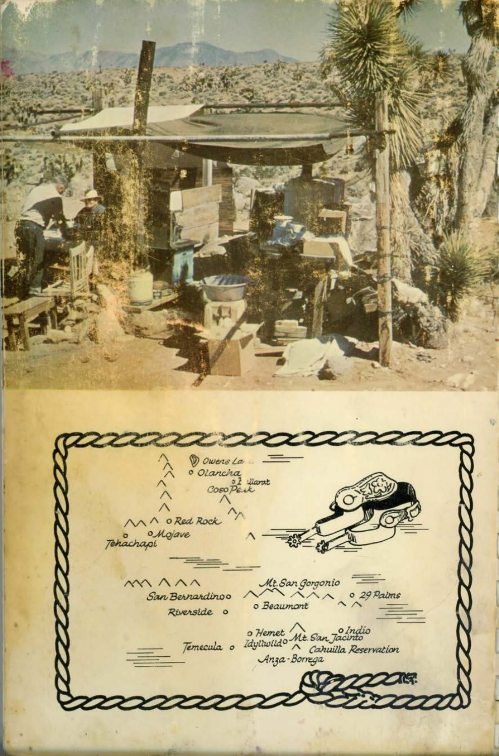Owens Lake
Olancha
Ballarat
Coso Peak
Red Rock
Mojave
Tehachapi
Mt. San Gorgonio
San Bernardino
29 Palms
Riverside
Beaumont
Hemet
Indio
Idyllwild
Mt. San Jacinto
Temecula
Cahuilla Reservation
Anza-Borrega